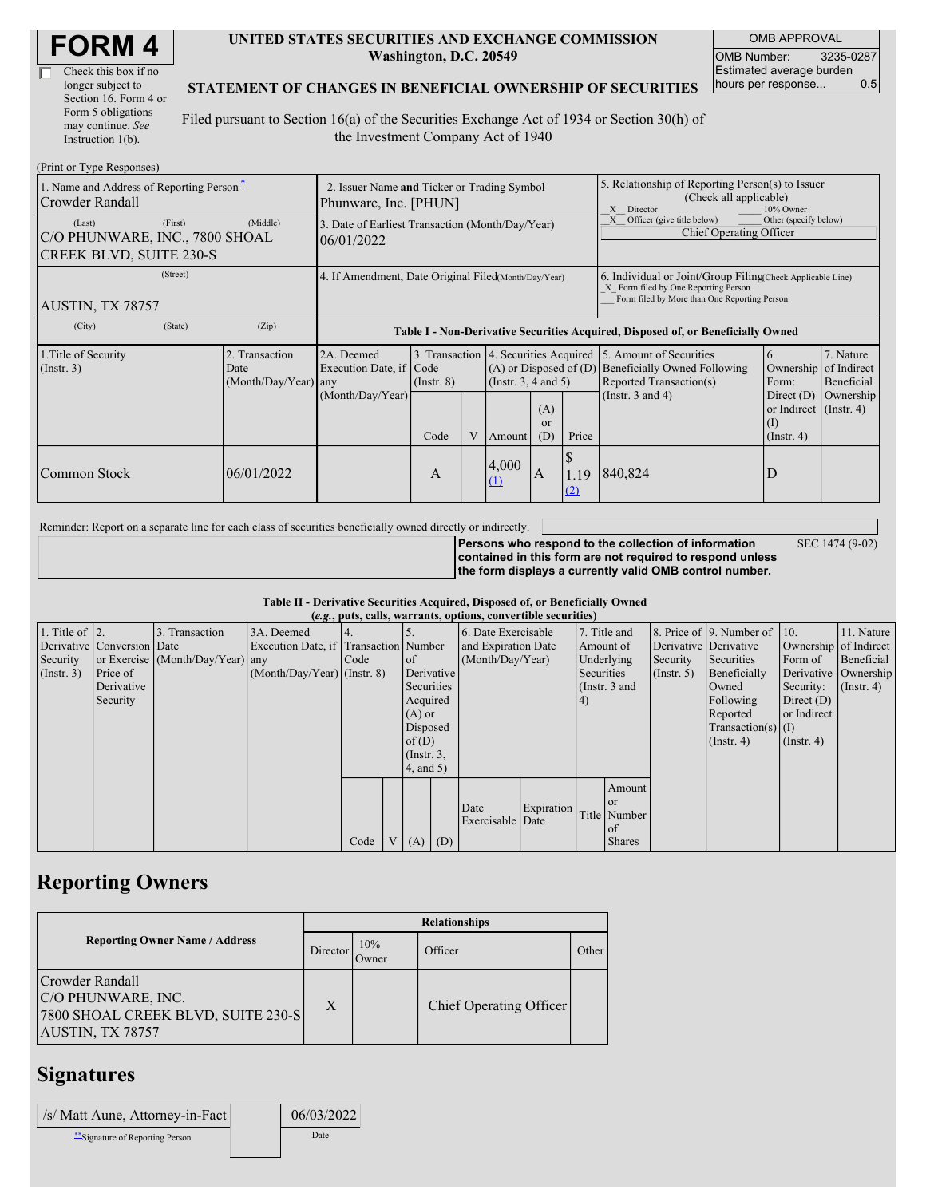# FORM 4

☐ Check this box if no longer subject to Section 16. Form 4 or Form 5 obligations may continue. *See* Instruction 1(b).

**UNITED STATES SECURITIES AND EXCHANGE COMMISSION**
**Washington, D.C. 20549**

**STATEMENT OF CHANGES IN BENEFICIAL OWNERSHIP OF SECURITIES**

Filed pursuant to Section 16(a) of the Securities Exchange Act of 1934 or Section 30(h) of the Investment Company Act of 1940

| OMB APPROVAL | |
|---|---|
| OMB Number: | 3235-0287 |
| Estimated average burden hours per response... | 0.5 |

(Print or Type Responses)

| | | |
|---|---|---|
| 1. Name and Address of Reporting Person* Crowder Randall | 2. Issuer Name **and** Ticker or Trading Symbol Phunware, Inc. [PHUN] | 5. Relationship of Reporting Person(s) to Issuer (Check all applicable) _X_ Director ___ 10% Owner _X_ Officer (give title below) ___ Other (specify below) Chief Operating Officer |
| (Last) (First) (Middle) C/O PHUNWARE, INC., 7800 SHOAL CREEK BLVD, SUITE 230-S | 3. Date of Earliest Transaction (Month/Day/Year) 06/01/2022 | |
| (Street) AUSTIN, TX 78757 | 4. If Amendment, Date Original Filed(Month/Day/Year) | 6. Individual or Joint/Group Filing(Check Applicable Line) _X_ Form filed by One Reporting Person ___ Form filed by More than One Reporting Person |
| (City) (State) (Zip) | | |

**Table I - Non-Derivative Securities Acquired, Disposed of, or Beneficially Owned**

| 1.Title of Security (Instr. 3) | 2. Transaction Date (Month/Day/Year) | 2A. Deemed Execution Date, if any (Month/Day/Year) | 3. Transaction Code (Instr. 8) | | 4. Securities Acquired (A) or Disposed of (D) (Instr. 3, 4 and 5) | | | 5. Amount of Securities Beneficially Owned Following Reported Transaction(s) (Instr. 3 and 4) | 6. Ownership Form: Direct (D) or Indirect (I) (Instr. 4) | 7. Nature of Indirect Beneficial Ownership (Instr. 4) |
|---|---|---|---|---|---|---|---|---|---|---|
| | | | Code | V | Amount | (A) or (D) | Price | | | |
| Common Stock | 06/01/2022 | | A | | 4,000 (1) | A | $ 1.19 (2) | 840,824 | D | |

Reminder: Report on a separate line for each class of securities beneficially owned directly or indirectly.

**Persons who respond to the collection of information contained in this form are not required to respond unless the form displays a currently valid OMB control number.** SEC 1474 (9-02)

**Table II - Derivative Securities Acquired, Disposed of, or Beneficially Owned**
***(e.g., puts, calls, warrants, options, convertible securities)***

| 1. Title of Derivative Security (Instr. 3) | 2. Conversion or Exercise Price of Derivative Security | 3. Transaction Date (Month/Day/Year) | 3A. Deemed Execution Date, if any (Month/Day/Year) | 4. Transaction Code (Instr. 8) | | 5. Number of Derivative Securities Acquired (A) or Disposed of (D) (Instr. 3, 4, and 5) | | 6. Date Exercisable and Expiration Date (Month/Day/Year) | | 7. Title and Amount of Underlying Securities (Instr. 3 and 4) | | 8. Price of Derivative Security (Instr. 5) | 9. Number of Derivative Securities Beneficially Owned Following Reported Transaction(s) (Instr. 4) | 10. Ownership Form of Derivative Security: Direct (D) or Indirect (I) (Instr. 4) | 11. Nature of Indirect Beneficial Ownership (Instr. 4) |
|---|---|---|---|---|---|---|---|---|---|---|---|---|---|---|---|
| | | | | Code | V | (A) | (D) | Date Exercisable | Expiration Date | Title | Amount or Number of Shares | | | | |

## Reporting Owners

| Reporting Owner Name / Address | Relationships | | | |
|---|---|---|---|---|
| | Director | 10% Owner | Officer | Other |
| Crowder Randall C/O PHUNWARE, INC. 7800 SHOAL CREEK BLVD, SUITE 230-S AUSTIN, TX 78757 | X | | Chief Operating Officer | |

## Signatures

| | |
|---|---|
| /s/ Matt Aune, Attorney-in-Fact | 06/03/2022 |
| **Signature of Reporting Person | Date |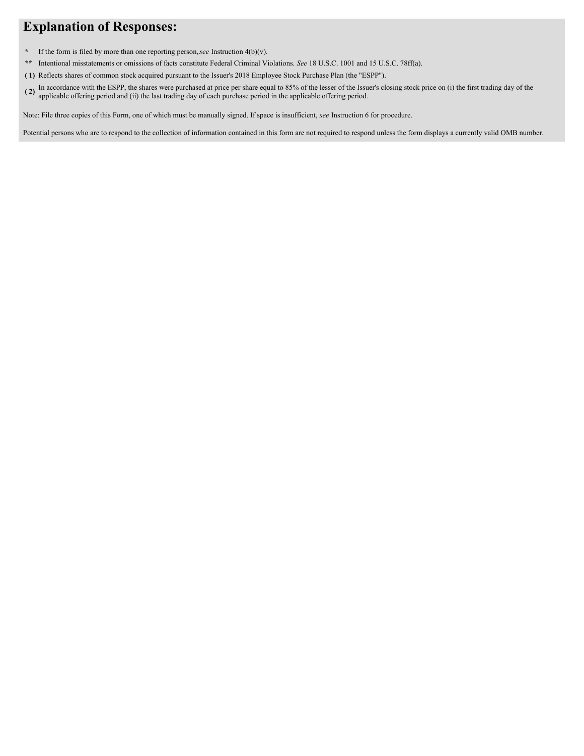# Explanation of Responses:

* If the form is filed by more than one reporting person, *see* Instruction 4(b)(v).

** Intentional misstatements or omissions of facts constitute Federal Criminal Violations. *See* 18 U.S.C. 1001 and 15 U.S.C. 78ff(a).

**( 1)** Reflects shares of common stock acquired pursuant to the Issuer's 2018 Employee Stock Purchase Plan (the "ESPP").

**( 2)** In accordance with the ESPP, the shares were purchased at price per share equal to 85% of the lesser of the Issuer's closing stock price on (i) the first trading day of the applicable offering period and (ii) the last trading day of each purchase period in the applicable offering period.

Note: File three copies of this Form, one of which must be manually signed. If space is insufficient, *see* Instruction 6 for procedure.

Potential persons who are to respond to the collection of information contained in this form are not required to respond unless the form displays a currently valid OMB number.